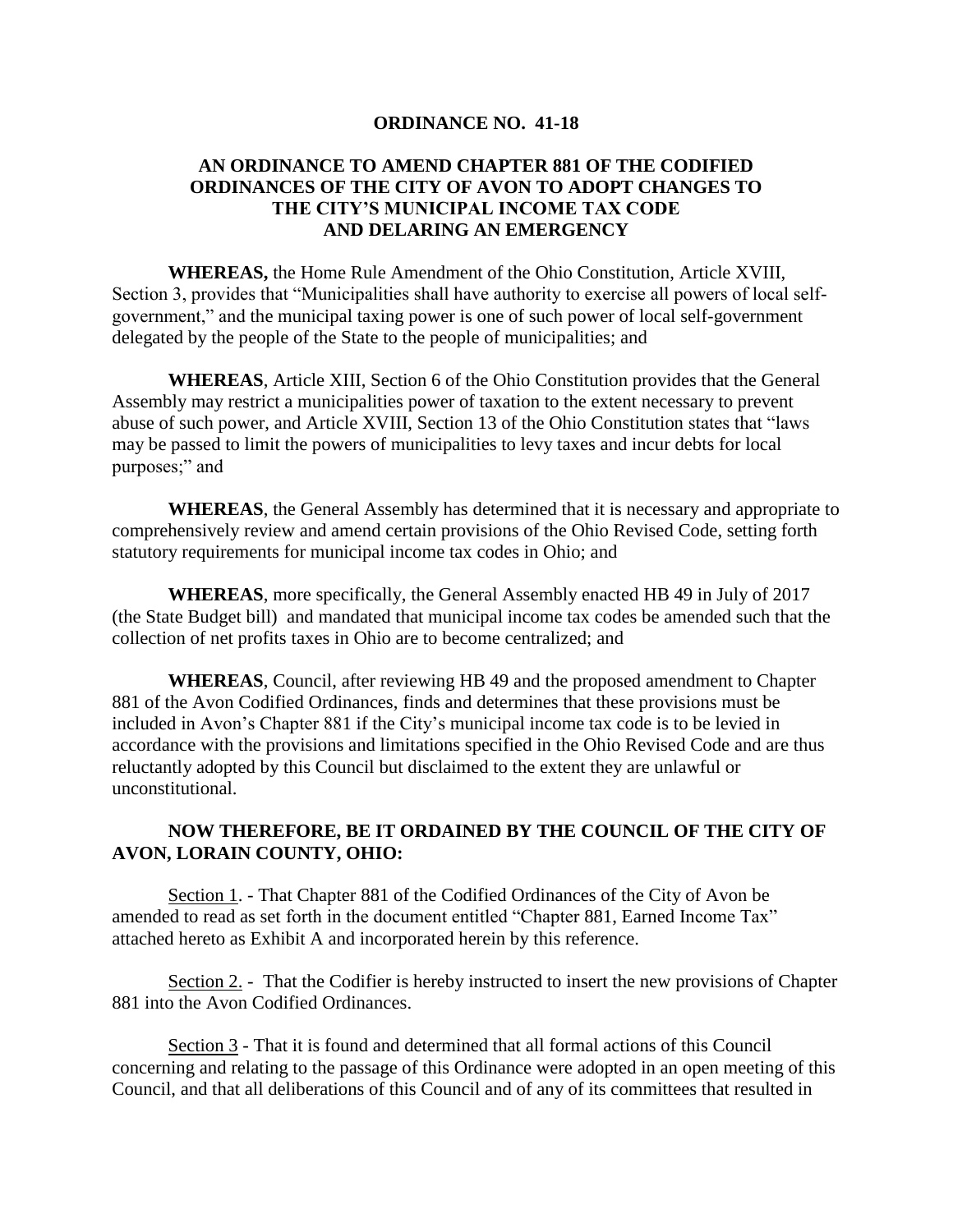# ORDINANCE NO. 41-18

## AN ORDINANCE TO AMEND CHAPTER 881 OF THE CODIFIED ORDINANCES OF THE CITY OF AVON TO ADOPT CHANGES TO THE CITY'S MUNICIPAL INCOME TAX CODE AND DELARING AN EMERGENCY

**WHEREAS,** the Home Rule Amendment of the Ohio Constitution, Article XVIII, Section 3, provides that "Municipalities shall have authority to exercise all powers of local self-government," and the municipal taxing power is one of such power of local self-government delegated by the people of the State to the people of municipalities; and

**WHEREAS**, Article XIII, Section 6 of the Ohio Constitution provides that the General Assembly may restrict a municipalities power of taxation to the extent necessary to prevent abuse of such power, and Article XVIII, Section 13 of the Ohio Constitution states that "laws may be passed to limit the powers of municipalities to levy taxes and incur debts for local purposes;" and

**WHEREAS**, the General Assembly has determined that it is necessary and appropriate to comprehensively review and amend certain provisions of the Ohio Revised Code, setting forth statutory requirements for municipal income tax codes in Ohio; and

**WHEREAS**, more specifically, the General Assembly enacted HB 49 in July of 2017 (the State Budget bill) and mandated that municipal income tax codes be amended such that the collection of net profits taxes in Ohio are to become centralized; and

**WHEREAS**, Council, after reviewing HB 49 and the proposed amendment to Chapter 881 of the Avon Codified Ordinances, finds and determines that these provisions must be included in Avon's Chapter 881 if the City's municipal income tax code is to be levied in accordance with the provisions and limitations specified in the Ohio Revised Code and are thus reluctantly adopted by this Council but disclaimed to the extent they are unlawful or unconstitutional.

**NOW THEREFORE, BE IT ORDAINED BY THE COUNCIL OF THE CITY OF AVON, LORAIN COUNTY, OHIO:**

Section 1. - That Chapter 881 of the Codified Ordinances of the City of Avon be amended to read as set forth in the document entitled "Chapter 881, Earned Income Tax" attached hereto as Exhibit A and incorporated herein by this reference.

Section 2. - That the Codifier is hereby instructed to insert the new provisions of Chapter 881 into the Avon Codified Ordinances.

Section 3 - That it is found and determined that all formal actions of this Council concerning and relating to the passage of this Ordinance were adopted in an open meeting of this Council, and that all deliberations of this Council and of any of its committees that resulted in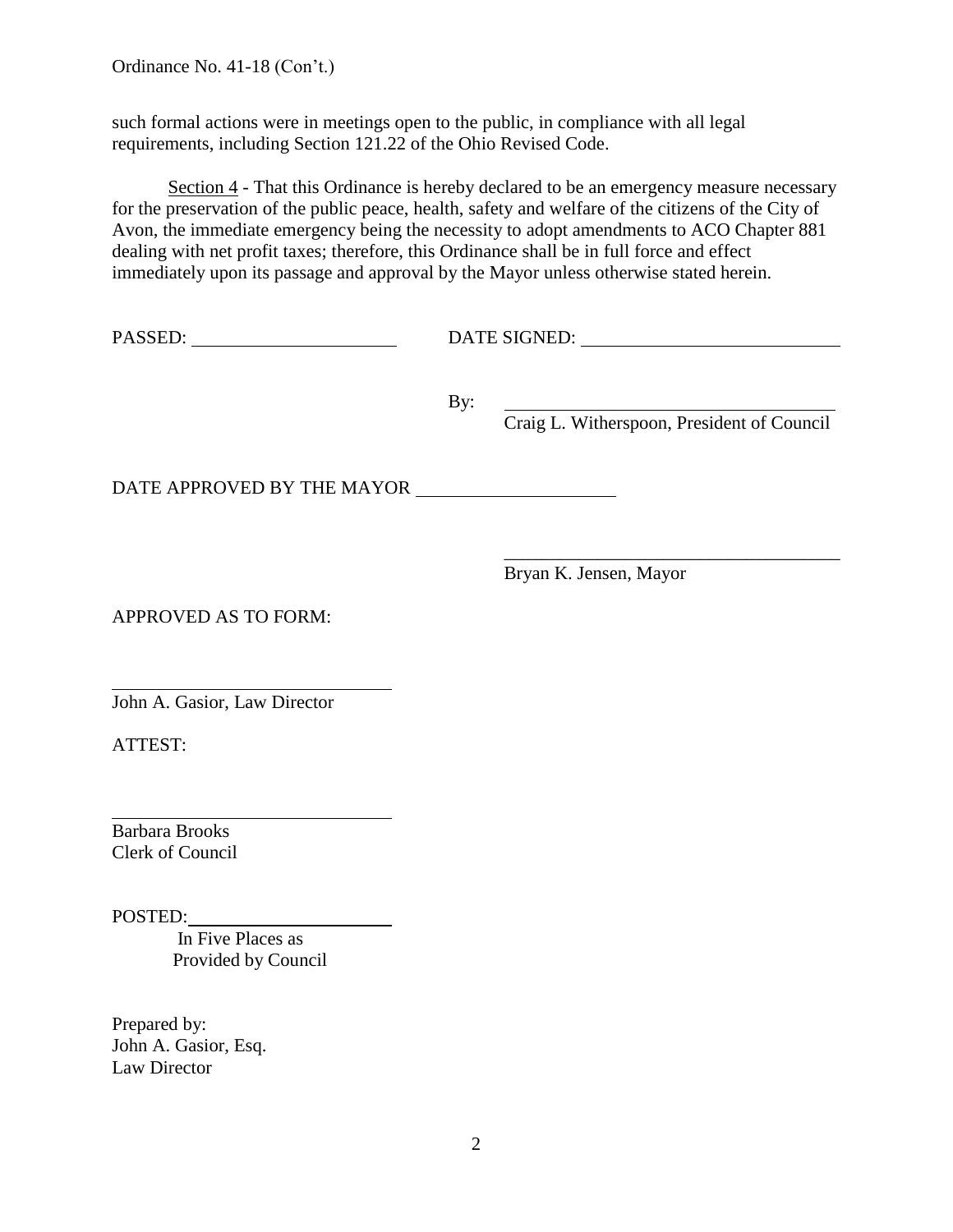Ordinance No. 41-18 (Con't.)

such formal actions were in meetings open to the public, in compliance with all legal requirements, including Section 121.22 of the Ohio Revised Code.

Section 4 - That this Ordinance is hereby declared to be an emergency measure necessary for the preservation of the public peace, health, safety and welfare of the citizens of the City of Avon, the immediate emergency being the necessity to adopt amendments to ACO Chapter 881 dealing with net profit taxes; therefore, this Ordinance shall be in full force and effect immediately upon its passage and approval by the Mayor unless otherwise stated herein.

PASSED: ______________________ DATE SIGNED: ____________________________

By: ____________________________________
Craig L. Witherspoon, President of Council

DATE APPROVED BY THE MAYOR ______________________

____________________________________
Bryan K. Jensen, Mayor

APPROVED AS TO FORM:

______________________________
John A. Gasior, Law Director

ATTEST:

______________________________
Barbara Brooks
Clerk of Council

POSTED: ______________________
In Five Places as
Provided by Council

Prepared by:
John A. Gasior, Esq.
Law Director